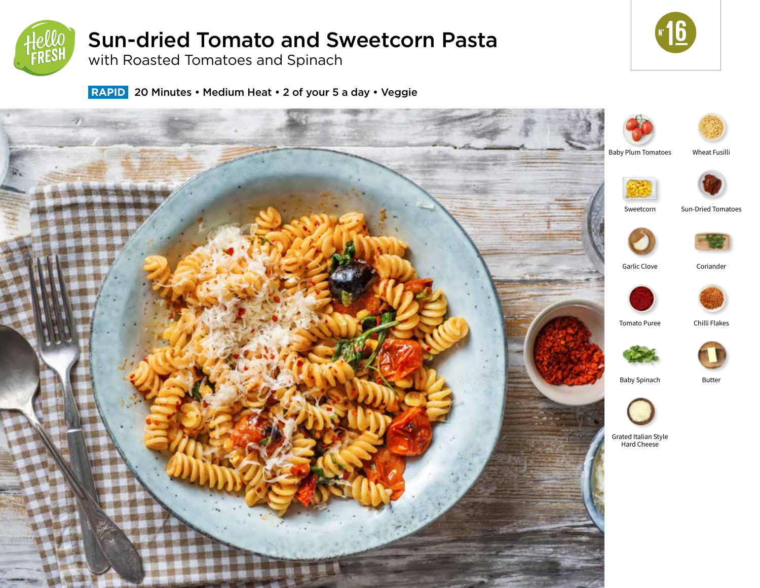# Sun-dried Tomato and Sweetcorn Pasta

## with Roasted Tomatoes and Spinach

N° 16

**RAPID** 20 Minutes • Medium Heat • 2 of your 5 a day • Veggie

- Baby Plum Tomatoes
- Wheat Fusilli
- Sweetcorn
- Sun-Dried Tomatoes
- Garlic Clove
- Coriander
- Tomato Puree
- Chilli Flakes
- Baby Spinach
- Butter
- Grated Italian Style Hard Cheese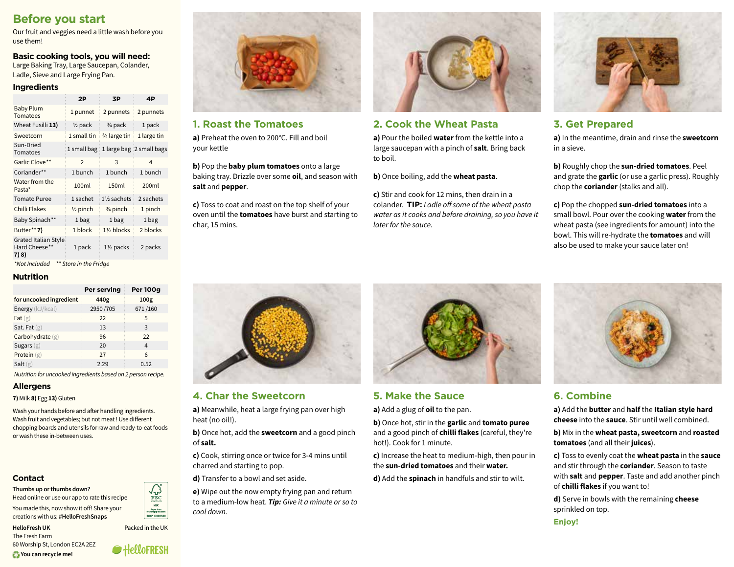## Before you start

Our fruit and veggies need a little wash before you use them!

### Basic cooking tools, you will need:

Large Baking Tray, Large Saucepan, Colander, Ladle, Sieve and Large Frying Pan.

### Ingredients

| | 2P | 3P | 4P |
|---|---|---|---|
| Baby Plum Tomatoes | 1 punnet | 2 punnets | 2 punnets |
| Wheat Fusilli **13)** | ½ pack | ¾ pack | 1 pack |
| Sweetcorn | 1 small tin | ¾ large tin | 1 large tin |
| Sun-Dried Tomatoes | 1 small bag | 1 large bag | 2 small bags |
| Garlic Clove** | 2 | 3 | 4 |
| Coriander** | 1 bunch | 1 bunch | 1 bunch |
| Water from the Pasta* | 100ml | 150ml | 200ml |
| Tomato Puree | 1 sachet | 1½ sachets | 2 sachets |
| Chilli Flakes | ½ pinch | ¾ pinch | 1 pinch |
| Baby Spinach** | 1 bag | 1 bag | 1 bag |
| Butter** **7)** | 1 block | 1½ blocks | 2 blocks |
| Grated Italian Style Hard Cheese** **7) 8)** | 1 pack | 1½ packs | 2 packs |

*Not Included ** Store in the Fridge*

### Nutrition

| | Per serving | Per 100g |
|---|---|---|
| for uncooked ingredient | 440g | 100g |
| Energy (kJ/kcal) | 2950 /705 | 671 /160 |
| Fat (g) | 22 | 5 |
| Sat. Fat (g) | 13 | 3 |
| Carbohydrate (g) | 96 | 22 |
| Sugars (g) | 20 | 4 |
| Protein (g) | 27 | 6 |
| Salt (g) | 2.29 | 0.52 |

*Nutrition for uncooked ingredients based on 2 person recipe.*

### Allergens

**7)** Milk **8)** Egg **13)** Gluten

Wash your hands before and after handling ingredients. Wash fruit and vegetables; but not meat ! Use different chopping boards and utensils for raw and ready-to-eat foods or wash these in-between uses.

### Contact

**Thumbs up or thumbs down?**
Head online or use our app to rate this recipe

You made this, now show it off! Share your creations with us: **#HelloFreshSnaps**

**HelloFresh UK**
The Fresh Farm
60 Worship St, London EC2A 2EZ

Packed in the UK

**You can recycle me!**

## 1. Roast the Tomatoes

**a)** Preheat the oven to 200°C. Fill and boil your kettle

**b)** Pop the **baby plum tomatoes** onto a large baking tray. Drizzle over some **oil**, and season with **salt** and **pepper**.

**c)** Toss to coat and roast on the top shelf of your oven until the **tomatoes** have burst and starting to char, 15 mins.

## 2. Cook the Wheat Pasta

**a)** Pour the boiled **water** from the kettle into a large saucepan with a pinch of **salt**. Bring back to boil.

**b)** Once boiling, add the **wheat pasta**.

**c)** Stir and cook for 12 mins, then drain in a colander. **TIP:** *Ladle off some of the wheat pasta water as it cooks and before draining, so you have it later for the sauce.*

## 3. Get Prepared

**a)** In the meantime, drain and rinse the **sweetcorn** in a sieve.

**b)** Roughly chop the **sun-dried tomatoes**. Peel and grate the **garlic** (or use a garlic press). Roughly chop the **coriander** (stalks and all).

**c)** Pop the chopped **sun-dried tomatoes** into a small bowl. Pour over the cooking **water** from the wheat pasta (see ingredients for amount) into the bowl. This will re-hydrate the **tomatoes** and will also be used to make your sauce later on!

## 4. Char the Sweetcorn

**a)** Meanwhile, heat a large frying pan over high heat (no oil!).

**b)** Once hot, add the **sweetcorn** and a good pinch of **salt.**

**c)** Cook, stirring once or twice for 3-4 mins until charred and starting to pop.

**d)** Transfer to a bowl and set aside.

**e)** Wipe out the now empty frying pan and return to a medium-low heat. ***Tip:*** *Give it a minute or so to cool down.*

## 5. Make the Sauce

**a)** Add a glug of **oil** to the pan.

**b)** Once hot, stir in the **garlic** and **tomato puree** and a good pinch of **chilli flakes** (careful, they're hot!). Cook for 1 minute.

**c)** Increase the heat to medium-high, then pour in the **sun-dried tomatoes** and their **water.**

**d)** Add the **spinach** in handfuls and stir to wilt.

## 6. Combine

**a)** Add the **butter** and **half** the **Italian style hard cheese** into the **sauce**. Stir until well combined.

**b)** Mix in the **wheat pasta, sweetcorn** and **roasted tomatoes** (and all their **juices**).

**c)** Toss to evenly coat the **wheat pasta** in the **sauce** and stir through the **coriander**. Season to taste with **salt** and **pepper**. Taste and add another pinch of **chilli flakes** if you want to!

**d)** Serve in bowls with the remaining **cheese** sprinkled on top.

**Enjoy!**